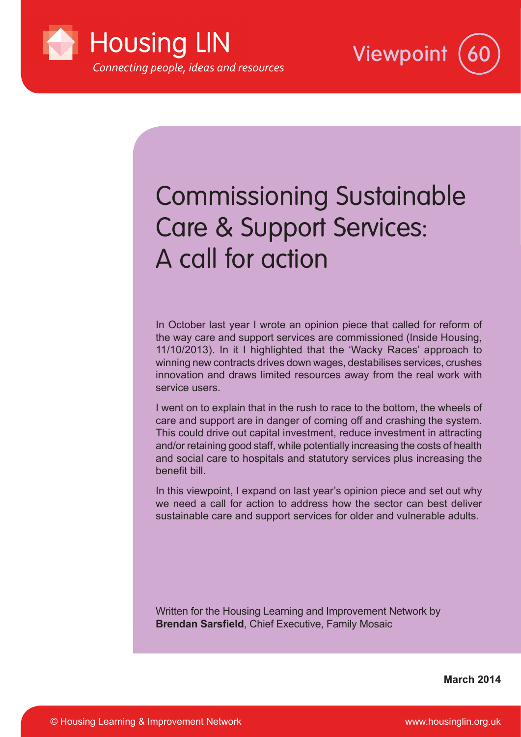Housing LIN

*Connecting people, ideas and resources*

Viewpoint 60

# Commissioning Sustainable Care & Support Services: A call for action

In October last year I wrote an opinion piece that called for reform of the way care and support services are commissioned (Inside Housing, 11/10/2013). In it I highlighted that the 'Wacky Races' approach to winning new contracts drives down wages, destabilises services, crushes innovation and draws limited resources away from the real work with service users.

I went on to explain that in the rush to race to the bottom, the wheels of care and support are in danger of coming off and crashing the system. This could drive out capital investment, reduce investment in attracting and/or retaining good staff, while potentially increasing the costs of health and social care to hospitals and statutory services plus increasing the benefit bill.

In this viewpoint, I expand on last year's opinion piece and set out why we need a call for action to address how the sector can best deliver sustainable care and support services for older and vulnerable adults.

Written for the Housing Learning and Improvement Network by **Brendan Sarsfield**, Chief Executive, Family Mosaic

**March 2014**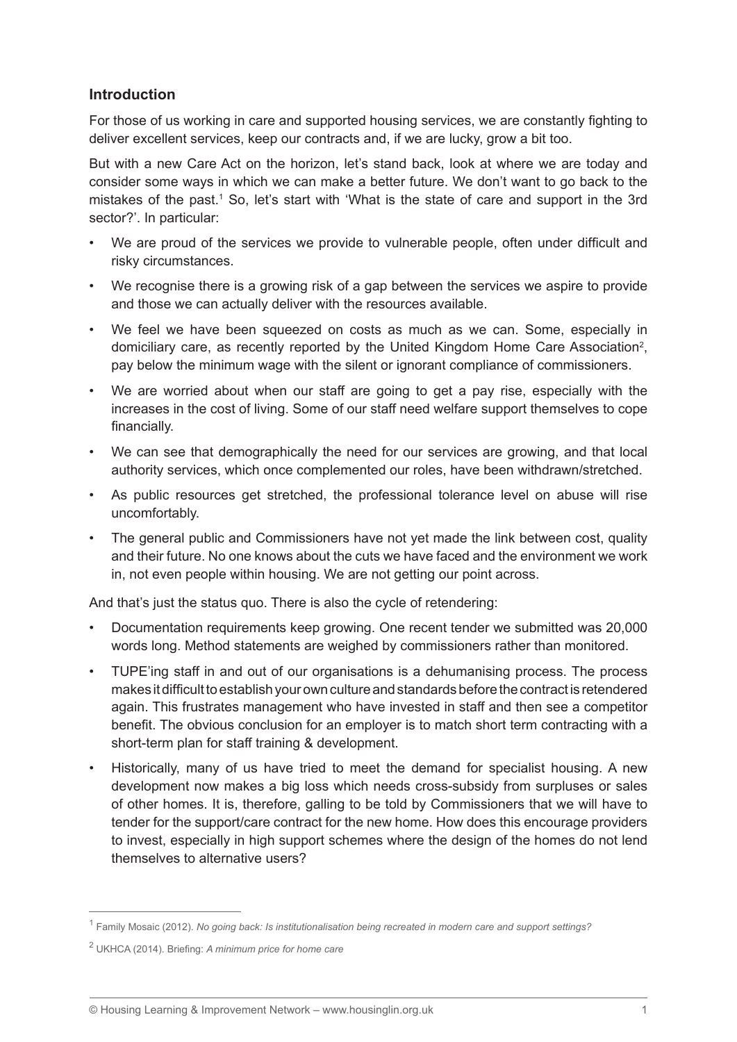## Introduction

For those of us working in care and supported housing services, we are constantly fighting to deliver excellent services, keep our contracts and, if we are lucky, grow a bit too.

But with a new Care Act on the horizon, let's stand back, look at where we are today and consider some ways in which we can make a better future. We don't want to go back to the mistakes of the past.[1] So, let's start with 'What is the state of care and support in the 3rd sector?'. In particular:

- We are proud of the services we provide to vulnerable people, often under difficult and risky circumstances.
- We recognise there is a growing risk of a gap between the services we aspire to provide and those we can actually deliver with the resources available.
- We feel we have been squeezed on costs as much as we can. Some, especially in domiciliary care, as recently reported by the United Kingdom Home Care Association[2], pay below the minimum wage with the silent or ignorant compliance of commissioners.
- We are worried about when our staff are going to get a pay rise, especially with the increases in the cost of living. Some of our staff need welfare support themselves to cope financially.
- We can see that demographically the need for our services are growing, and that local authority services, which once complemented our roles, have been withdrawn/stretched.
- As public resources get stretched, the professional tolerance level on abuse will rise uncomfortably.
- The general public and Commissioners have not yet made the link between cost, quality and their future. No one knows about the cuts we have faced and the environment we work in, not even people within housing. We are not getting our point across.

And that's just the status quo. There is also the cycle of retendering:

- Documentation requirements keep growing. One recent tender we submitted was 20,000 words long. Method statements are weighed by commissioners rather than monitored.
- TUPE'ing staff in and out of our organisations is a dehumanising process. The process makes it difficult to establish your own culture and standards before the contract is retendered again. This frustrates management who have invested in staff and then see a competitor benefit. The obvious conclusion for an employer is to match short term contracting with a short-term plan for staff training & development.
- Historically, many of us have tried to meet the demand for specialist housing. A new development now makes a big loss which needs cross-subsidy from surpluses or sales of other homes. It is, therefore, galling to be told by Commissioners that we will have to tender for the support/care contract for the new home. How does this encourage providers to invest, especially in high support schemes where the design of the homes do not lend themselves to alternative users?

---

[1] Family Mosaic (2012). *No going back: Is institutionalisation being recreated in modern care and support settings?*

[2] UKHCA (2014). Briefing: *A minimum price for home care*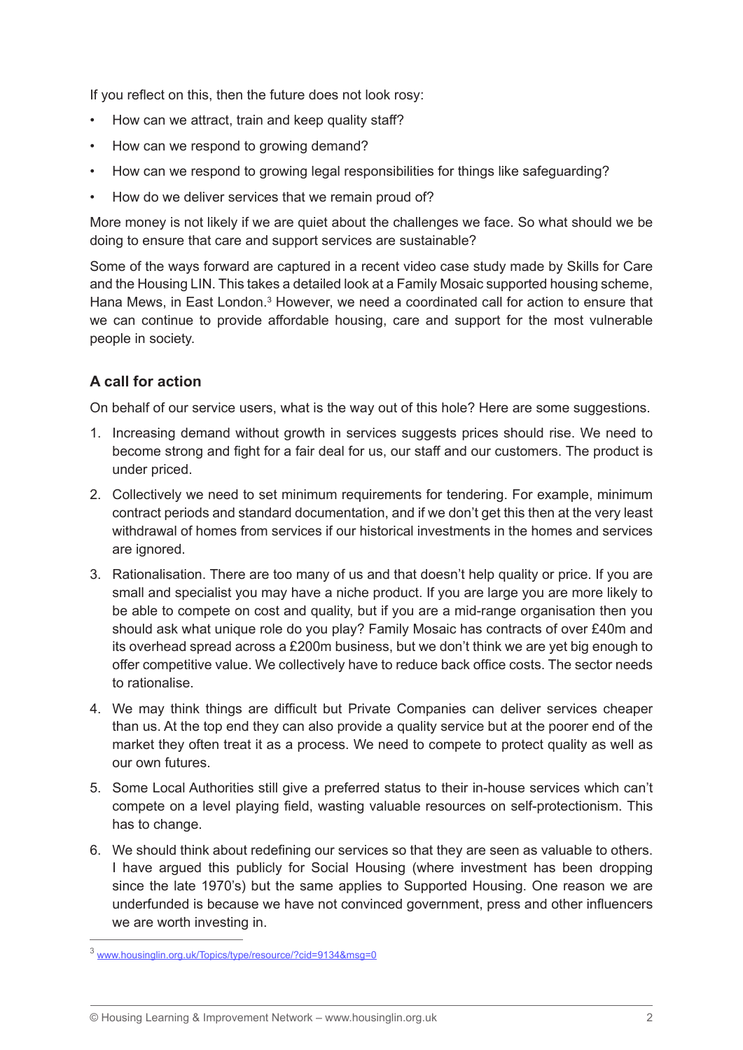If you reflect on this, then the future does not look rosy:

- How can we attract, train and keep quality staff?
- How can we respond to growing demand?
- How can we respond to growing legal responsibilities for things like safeguarding?
- How do we deliver services that we remain proud of?

More money is not likely if we are quiet about the challenges we face. So what should we be doing to ensure that care and support services are sustainable?

Some of the ways forward are captured in a recent video case study made by Skills for Care and the Housing LIN. This takes a detailed look at a Family Mosaic supported housing scheme, Hana Mews, in East London.[3] However, we need a coordinated call for action to ensure that we can continue to provide affordable housing, care and support for the most vulnerable people in society.

### A call for action

On behalf of our service users, what is the way out of this hole? Here are some suggestions.

1. Increasing demand without growth in services suggests prices should rise. We need to become strong and fight for a fair deal for us, our staff and our customers. The product is under priced.
2. Collectively we need to set minimum requirements for tendering. For example, minimum contract periods and standard documentation, and if we don't get this then at the very least withdrawal of homes from services if our historical investments in the homes and services are ignored.
3. Rationalisation. There are too many of us and that doesn't help quality or price. If you are small and specialist you may have a niche product. If you are large you are more likely to be able to compete on cost and quality, but if you are a mid-range organisation then you should ask what unique role do you play? Family Mosaic has contracts of over £40m and its overhead spread across a £200m business, but we don't think we are yet big enough to offer competitive value. We collectively have to reduce back office costs. The sector needs to rationalise.
4. We may think things are difficult but Private Companies can deliver services cheaper than us. At the top end they can also provide a quality service but at the poorer end of the market they often treat it as a process. We need to compete to protect quality as well as our own futures.
5. Some Local Authorities still give a preferred status to their in-house services which can't compete on a level playing field, wasting valuable resources on self-protectionism. This has to change.
6. We should think about redefining our services so that they are seen as valuable to others. I have argued this publicly for Social Housing (where investment has been dropping since the late 1970's) but the same applies to Supported Housing. One reason we are underfunded is because we have not convinced government, press and other influencers we are worth investing in.

[3] www.housinglin.org.uk/Topics/type/resource/?cid=9134&msg=0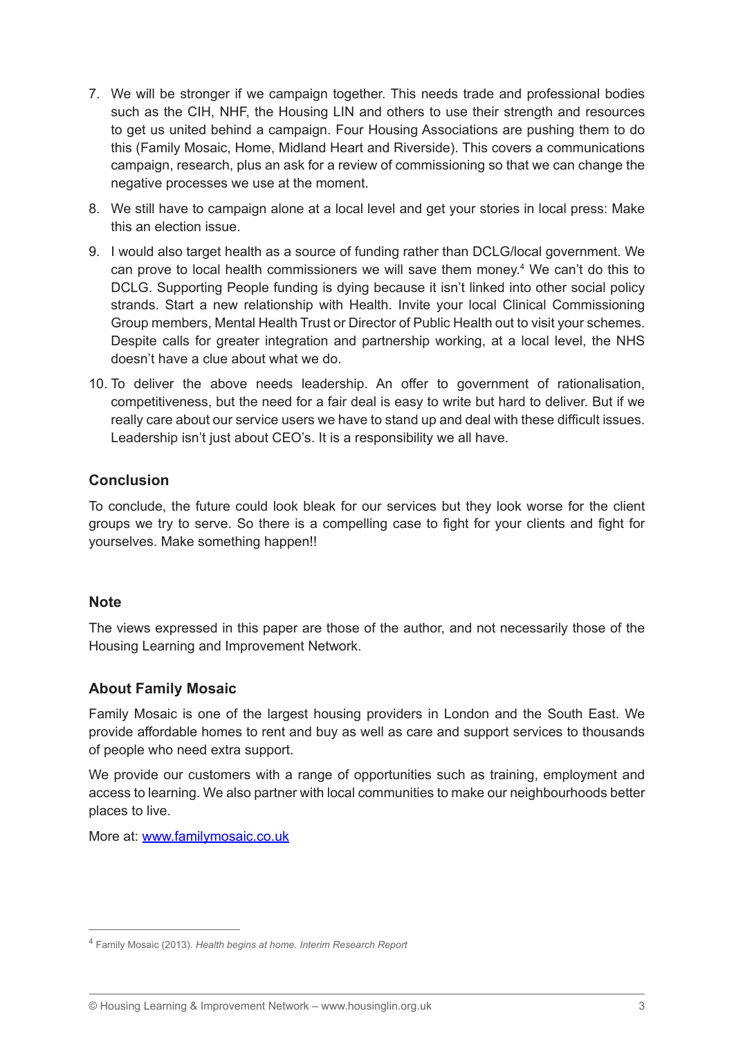7. We will be stronger if we campaign together. This needs trade and professional bodies such as the CIH, NHF, the Housing LIN and others to use their strength and resources to get us united behind a campaign. Four Housing Associations are pushing them to do this (Family Mosaic, Home, Midland Heart and Riverside). This covers a communications campaign, research, plus an ask for a review of commissioning so that we can change the negative processes we use at the moment.
8. We still have to campaign alone at a local level and get your stories in local press: Make this an election issue.
9. I would also target health as a source of funding rather than DCLG/local government. We can prove to local health commissioners we will save them money.[4] We can't do this to DCLG. Supporting People funding is dying because it isn't linked into other social policy strands. Start a new relationship with Health. Invite your local Clinical Commissioning Group members, Mental Health Trust or Director of Public Health out to visit your schemes. Despite calls for greater integration and partnership working, at a local level, the NHS doesn't have a clue about what we do.
10. To deliver the above needs leadership. An offer to government of rationalisation, competitiveness, but the need for a fair deal is easy to write but hard to deliver. But if we really care about our service users we have to stand up and deal with these difficult issues. Leadership isn't just about CEO's. It is a responsibility we all have.

## Conclusion

To conclude, the future could look bleak for our services but they look worse for the client groups we try to serve. So there is a compelling case to fight for your clients and fight for yourselves. Make something happen!!

## Note

The views expressed in this paper are those of the author, and not necessarily those of the Housing Learning and Improvement Network.

## About Family Mosaic

Family Mosaic is one of the largest housing providers in London and the South East. We provide affordable homes to rent and buy as well as care and support services to thousands of people who need extra support.

We provide our customers with a range of opportunities such as training, employment and access to learning. We also partner with local communities to make our neighbourhoods better places to live.

More at: www.familymosaic.co.uk

---

[4] Family Mosaic (2013). *Health begins at home. Interim Research Report*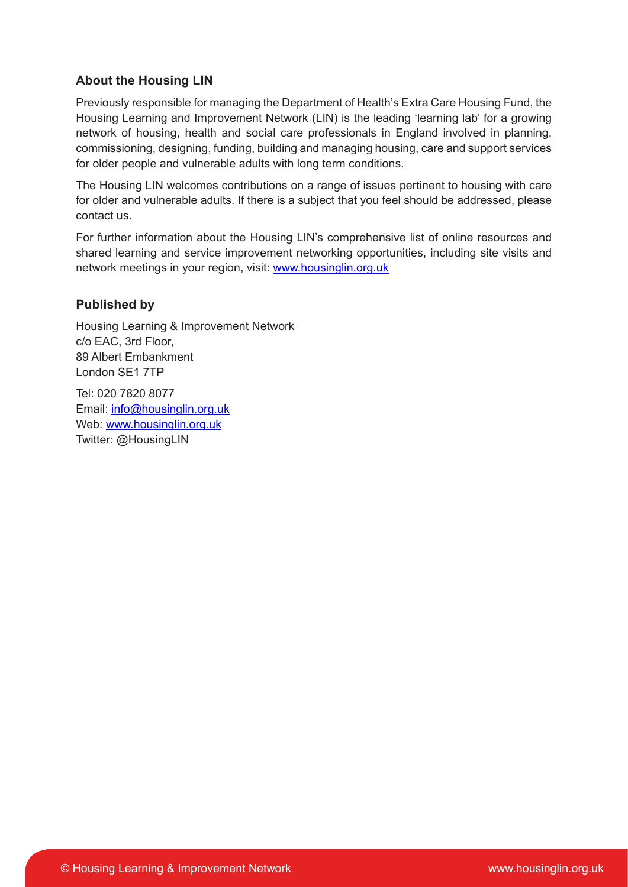## About the Housing LIN

Previously responsible for managing the Department of Health's Extra Care Housing Fund, the Housing Learning and Improvement Network (LIN) is the leading 'learning lab' for a growing network of housing, health and social care professionals in England involved in planning, commissioning, designing, funding, building and managing housing, care and support services for older people and vulnerable adults with long term conditions.

The Housing LIN welcomes contributions on a range of issues pertinent to housing with care for older and vulnerable adults. If there is a subject that you feel should be addressed, please contact us.

For further information about the Housing LIN's comprehensive list of online resources and shared learning and service improvement networking opportunities, including site visits and network meetings in your region, visit: www.housinglin.org.uk

## Published by

Housing Learning & Improvement Network
c/o EAC, 3rd Floor,
89 Albert Embankment
London SE1 7TP

Tel: 020 7820 8077
Email: info@housinglin.org.uk
Web: www.housinglin.org.uk
Twitter: @HousingLIN

© Housing Learning & Improvement Network